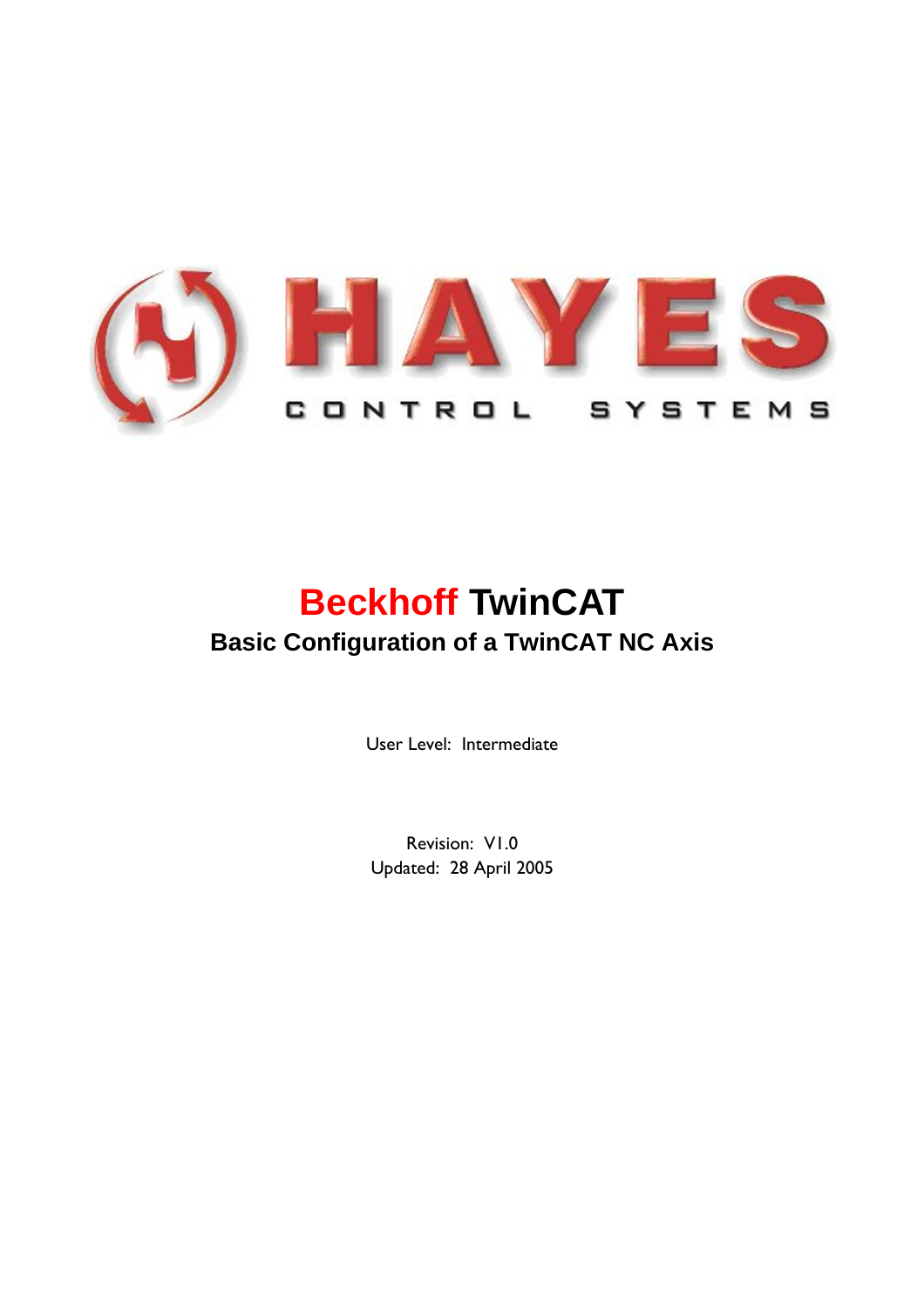HAYES

CONTROL SYSTEMS

# Beckhoff TwinCAT

## Basic Configuration of a TwinCAT NC Axis

User Level: Intermediate

Revision: V1.0
Updated: 28 April 2005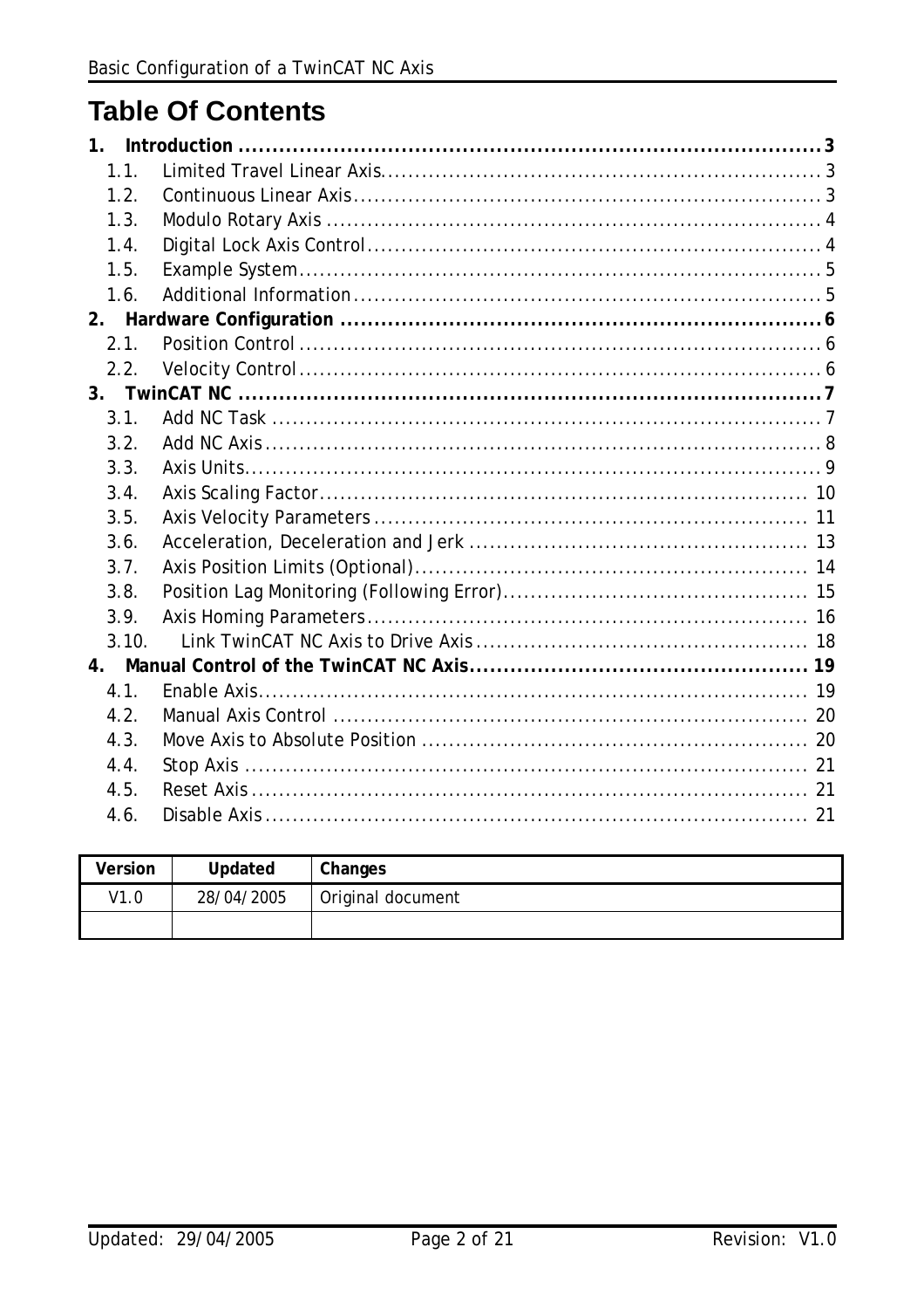# Table Of Contents

**1. Introduction ........................................................................................ 3**

- 1.1. Limited Travel Linear Axis................................................................. 3
- 1.2. Continuous Linear Axis..................................................................... 3
- 1.3. Modulo Rotary Axis ......................................................................... 4
- 1.4. Digital Lock Axis Control.................................................................. 4
- 1.5. Example System.............................................................................. 5
- 1.6. Additional Information...................................................................... 5

**2. Hardware Configuration ...................................................................... 6**

- 2.1. Position Control .............................................................................. 6
- 2.2. Velocity Control.............................................................................. 6

**3. TwinCAT NC ........................................................................................ 7**

- 3.1. Add NC Task .................................................................................. 7
- 3.2. Add NC Axis ................................................................................... 8
- 3.3. Axis Units....................................................................................... 9
- 3.4. Axis Scaling Factor......................................................................... 10
- 3.5. Axis Velocity Parameters ................................................................ 11
- 3.6. Acceleration, Deceleration and Jerk .................................................. 13
- 3.7. Axis Position Limits (Optional).......................................................... 14
- 3.8. Position Lag Monitoring (Following Error)............................................ 15
- 3.9. Axis Homing Parameters................................................................. 16
- 3.10. Link TwinCAT NC Axis to Drive Axis ................................................ 18

**4. Manual Control of the TwinCAT NC Axis.................................................. 19**

- 4.1. Enable Axis.................................................................................... 19
- 4.2. Manual Axis Control ....................................................................... 20
- 4.3. Move Axis to Absolute Position ......................................................... 20
- 4.4. Stop Axis ...................................................................................... 21
- 4.5. Reset Axis ..................................................................................... 21
- 4.6. Disable Axis ................................................................................... 21

| Version | Updated | Changes |
|---|---|---|
| V1.0 | 28/04/2005 | Original document |
| | | |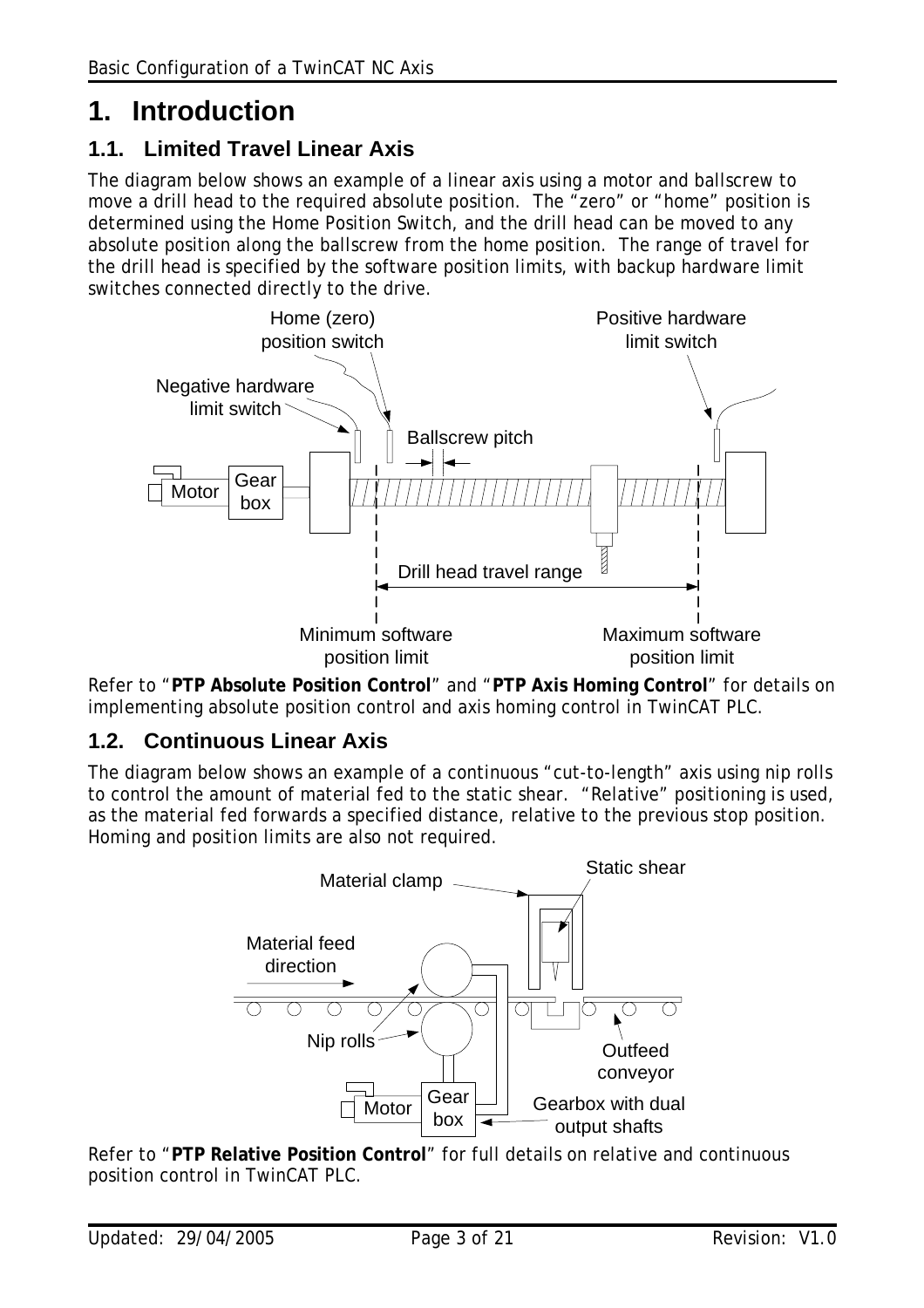# 1. Introduction

## 1.1. Limited Travel Linear Axis

The diagram below shows an example of a linear axis using a motor and ballscrew to move a drill head to the required absolute position. The "zero" or "home" position is determined using the Home Position Switch, and the drill head can be moved to any absolute position along the ballscrew from the home position. The range of travel for the drill head is specified by the software position limits, with backup hardware limit switches connected directly to the drive.

Refer to "**PTP Absolute Position Control**" and "**PTP Axis Homing Control**" for details on implementing absolute position control and axis homing control in TwinCAT PLC.

## 1.2. Continuous Linear Axis

The diagram below shows an example of a continuous "cut-to-length" axis using nip rolls to control the amount of material fed to the static shear. "Relative" positioning is used, as the material fed forwards a specified distance, relative to the previous stop position. Homing and position limits are also not required.

Refer to "**PTP Relative Position Control**" for full details on relative and continuous position control in TwinCAT PLC.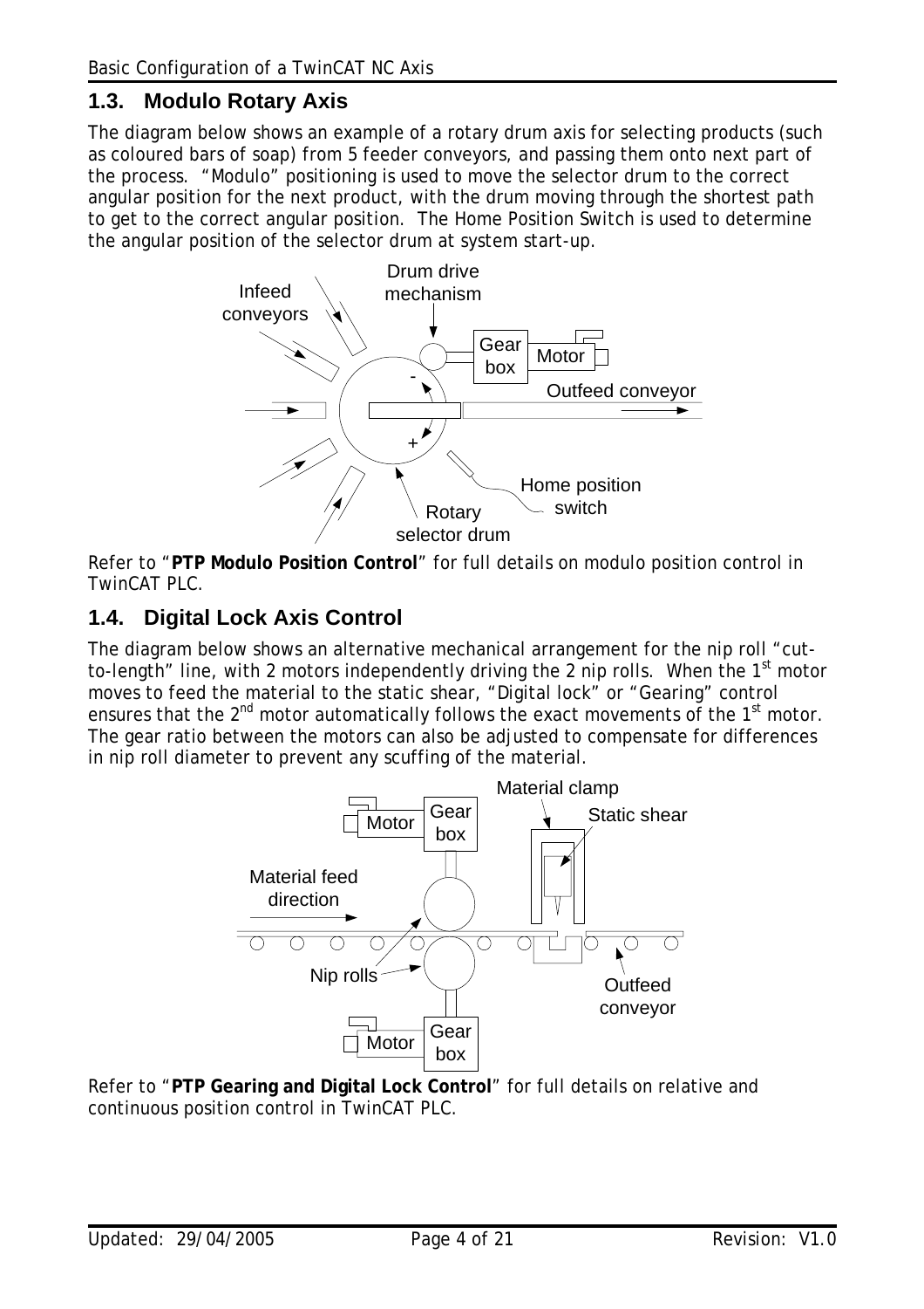## 1.3. Modulo Rotary Axis

The diagram below shows an example of a rotary drum axis for selecting products (such as coloured bars of soap) from 5 feeder conveyors, and passing them onto next part of the process. "Modulo" positioning is used to move the selector drum to the correct angular position for the next product, with the drum moving through the shortest path to get to the correct angular position. The Home Position Switch is used to determine the angular position of the selector drum at system start-up.

Refer to "**PTP Modulo Position Control**" for full details on modulo position control in TwinCAT PLC.

## 1.4. Digital Lock Axis Control

The diagram below shows an alternative mechanical arrangement for the nip roll "cut-to-length" line, with 2 motors independently driving the 2 nip rolls. When the 1st motor moves to feed the material to the static shear, "Digital lock" or "Gearing" control ensures that the 2nd motor automatically follows the exact movements of the 1st motor. The gear ratio between the motors can also be adjusted to compensate for differences in nip roll diameter to prevent any scuffing of the material.

Refer to "**PTP Gearing and Digital Lock Control**" for full details on relative and continuous position control in TwinCAT PLC.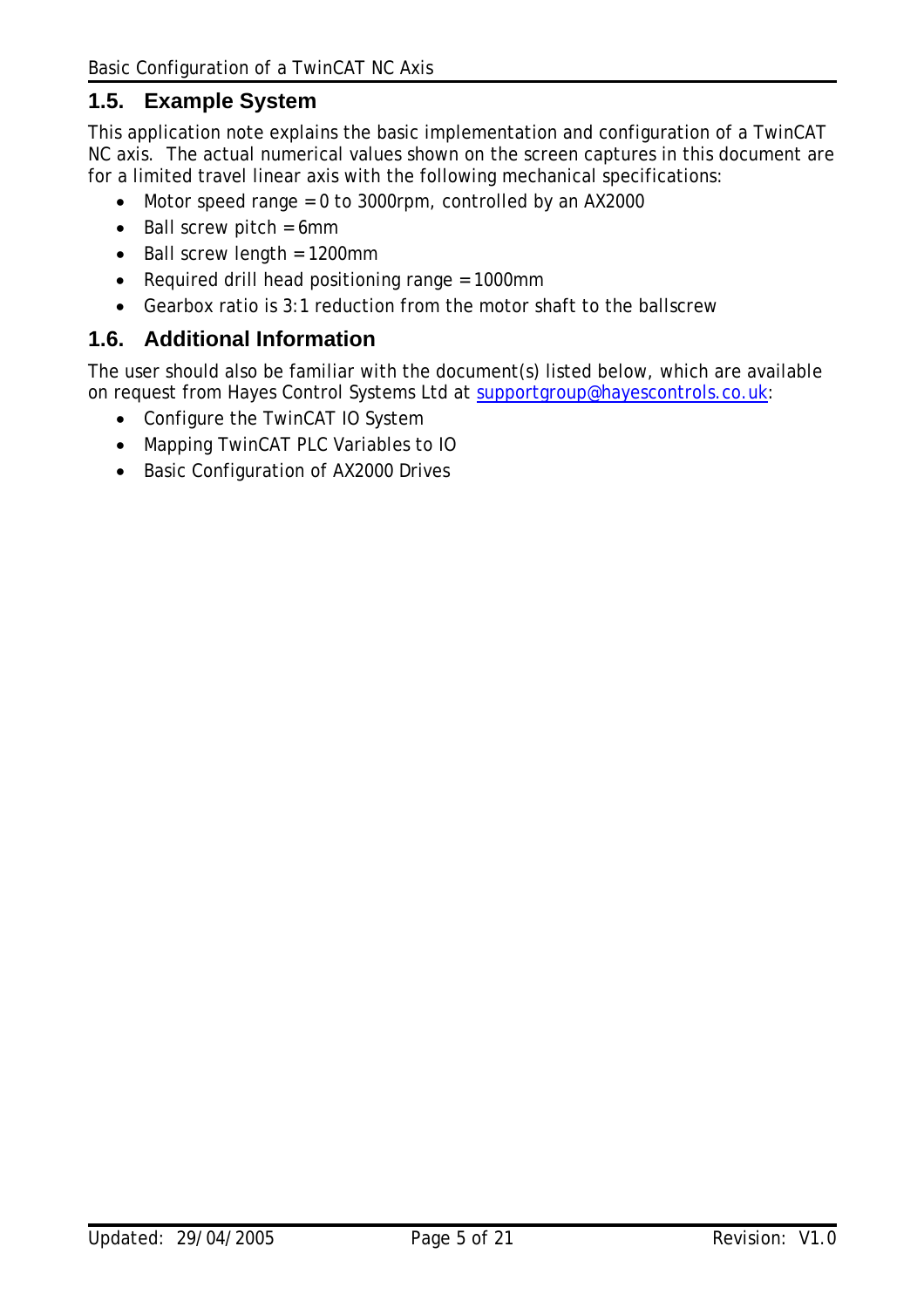## 1.5. Example System

This application note explains the basic implementation and configuration of a TwinCAT NC axis. The actual numerical values shown on the screen captures in this document are for a limited travel linear axis with the following mechanical specifications:

- Motor speed range = 0 to 3000rpm, controlled by an AX2000
- Ball screw pitch = 6mm
- Ball screw length = 1200mm
- Required drill head positioning range = 1000mm
- Gearbox ratio is 3:1 reduction from the motor shaft to the ballscrew

## 1.6. Additional Information

The user should also be familiar with the document(s) listed below, which are available on request from Hayes Control Systems Ltd at supportgroup@hayescontrols.co.uk:

- Configure the TwinCAT IO System
- Mapping TwinCAT PLC Variables to IO
- Basic Configuration of AX2000 Drives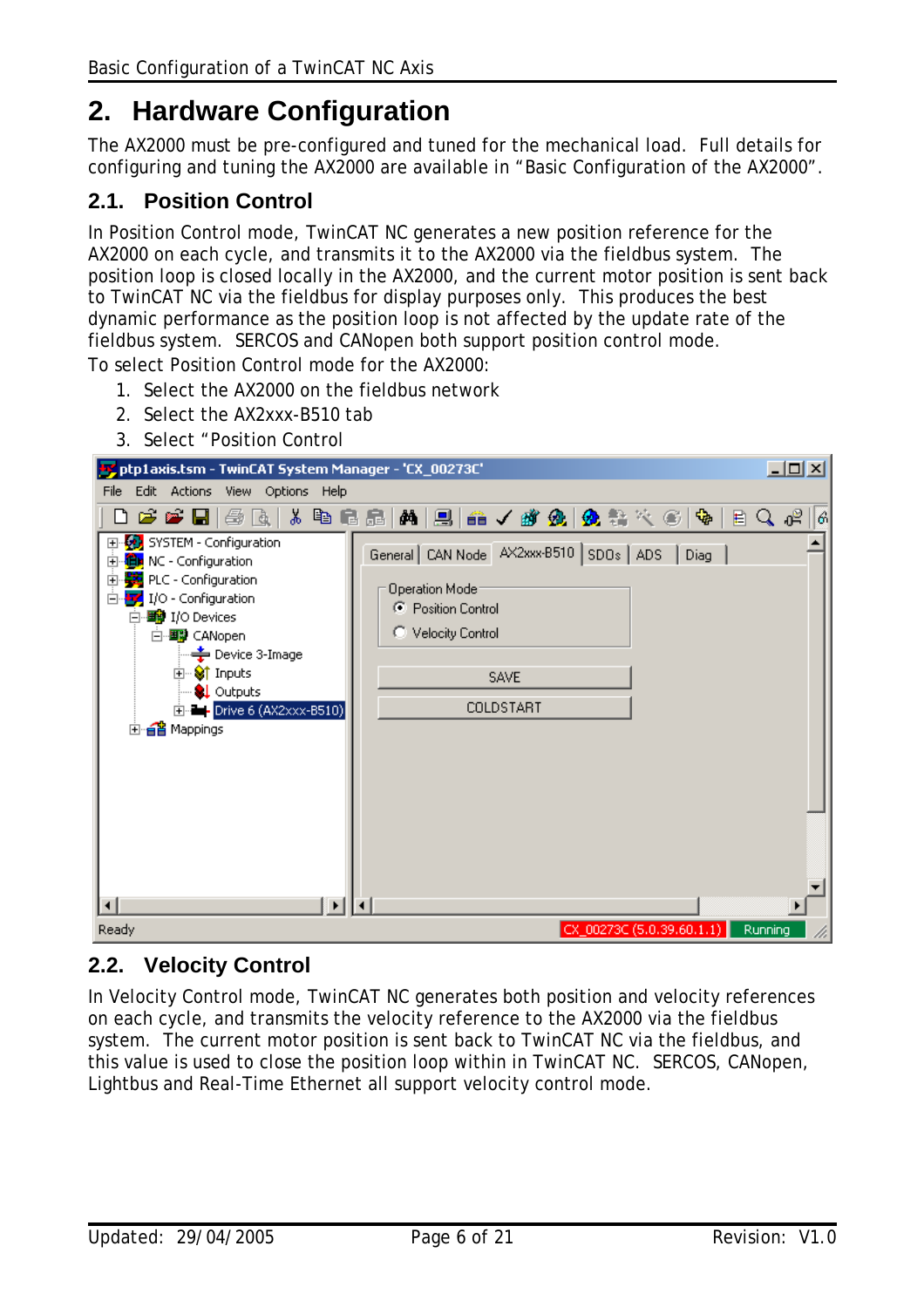# 2. Hardware Configuration

The AX2000 must be pre-configured and tuned for the mechanical load. Full details for configuring and tuning the AX2000 are available in "Basic Configuration of the AX2000".

## 2.1. Position Control

In Position Control mode, TwinCAT NC generates a new position reference for the AX2000 on each cycle, and transmits it to the AX2000 via the fieldbus system. The position loop is closed locally in the AX2000, and the current motor position is sent back to TwinCAT NC via the fieldbus for display purposes only. This produces the best dynamic performance as the position loop is not affected by the update rate of the fieldbus system. SERCOS and CANopen both support position control mode.

To select Position Control mode for the AX2000:

1. Select the AX2000 on the fieldbus network
2. Select the AX2xxx-B510 tab
3. Select "Position Control

## 2.2. Velocity Control

In Velocity Control mode, TwinCAT NC generates both position and velocity references on each cycle, and transmits the velocity reference to the AX2000 via the fieldbus system. The current motor position is sent back to TwinCAT NC via the fieldbus, and this value is used to close the position loop within in TwinCAT NC. SERCOS, CANopen, Lightbus and Real-Time Ethernet all support velocity control mode.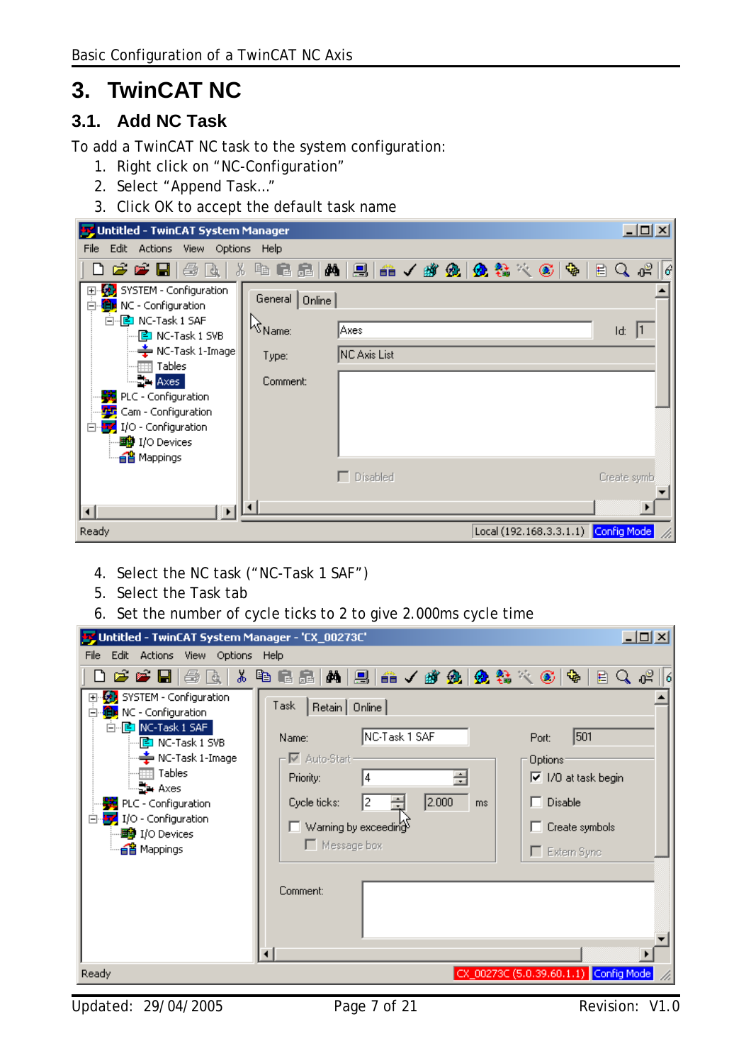# 3. TwinCAT NC

## 3.1. Add NC Task

To add a TwinCAT NC task to the system configuration:

1. Right click on "NC-Configuration"
2. Select "Append Task…"
3. Click OK to accept the default task name

4. Select the NC task ("NC-Task 1 SAF")
5. Select the Task tab
6. Set the number of cycle ticks to 2 to give 2.000ms cycle time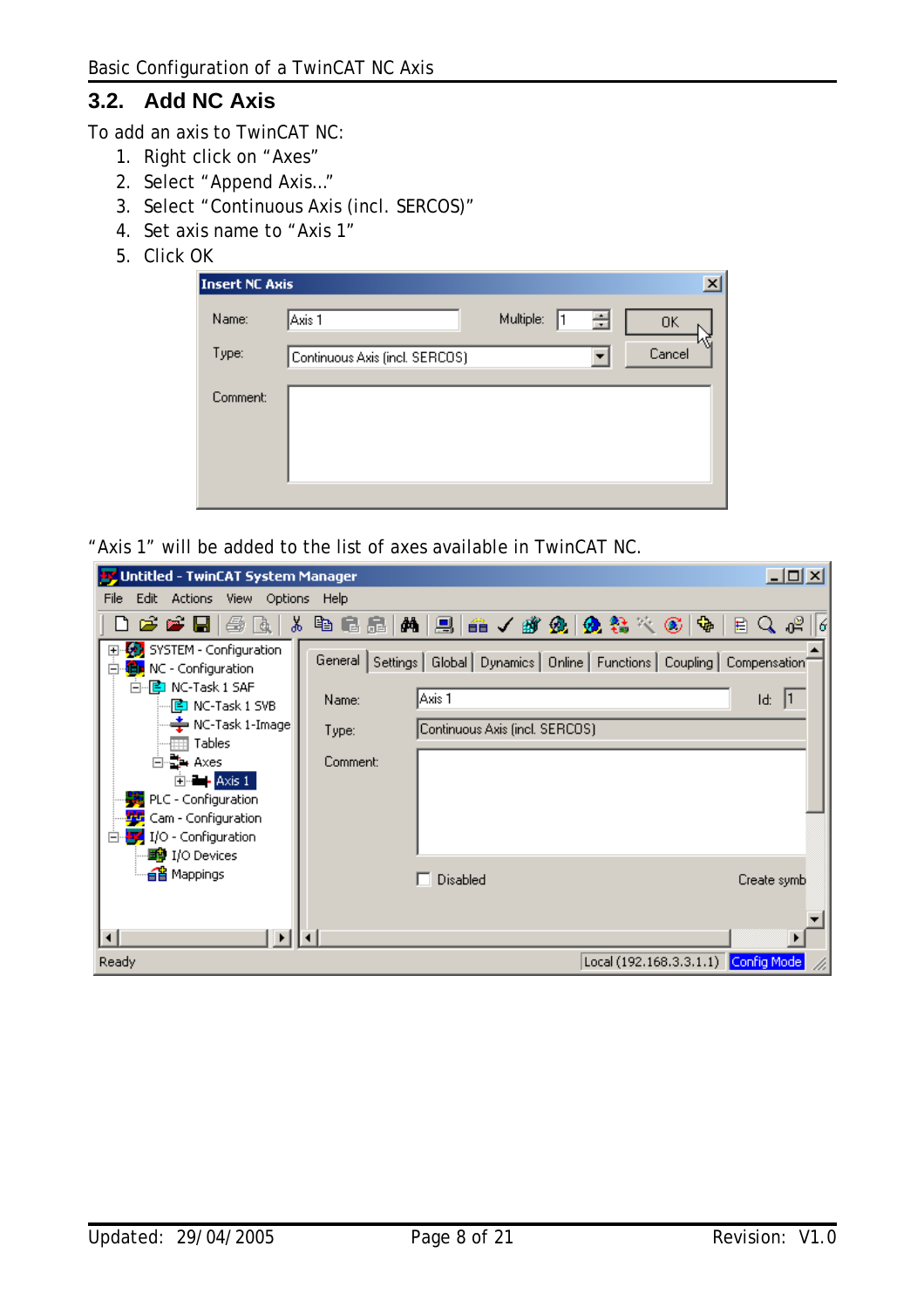## 3.2. Add NC Axis

To add an axis to TwinCAT NC:

1. Right click on “Axes”
2. Select “Append Axis…”
3. Select “Continuous Axis (incl. SERCOS)”
4. Set axis name to “Axis 1”
5. Click OK

“Axis 1” will be added to the list of axes available in TwinCAT NC.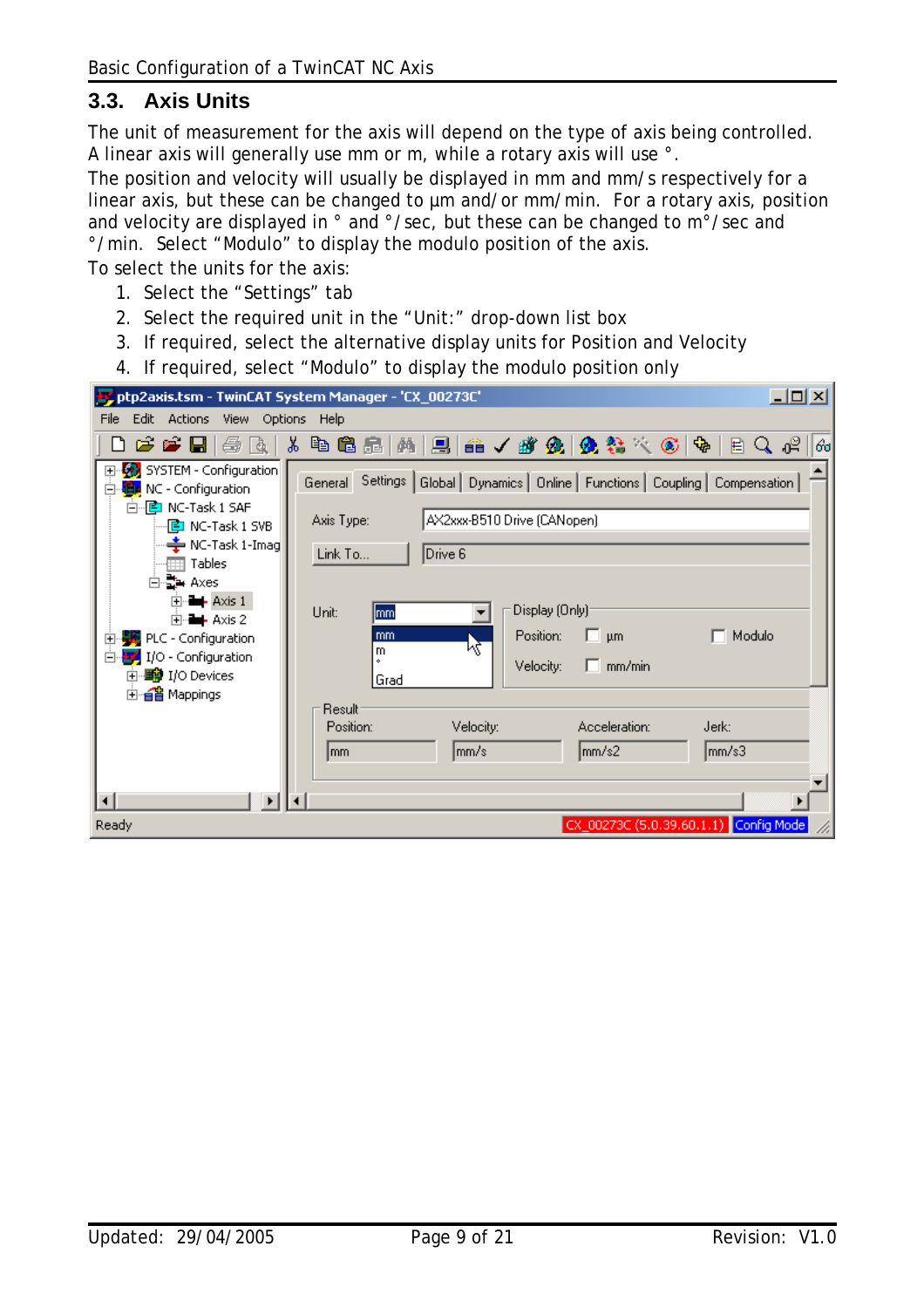## 3.3. Axis Units

The unit of measurement for the axis will depend on the type of axis being controlled. A linear axis will generally use mm or m, while a rotary axis will use °.

The position and velocity will usually be displayed in mm and mm/s respectively for a linear axis, but these can be changed to µm and/or mm/min. For a rotary axis, position and velocity are displayed in ° and °/sec, but these can be changed to m°/sec and °/min. Select "Modulo" to display the modulo position of the axis.

To select the units for the axis:

1. Select the "Settings" tab
2. Select the required unit in the "Unit:" drop-down list box
3. If required, select the alternative display units for Position and Velocity
4. If required, select "Modulo" to display the modulo position only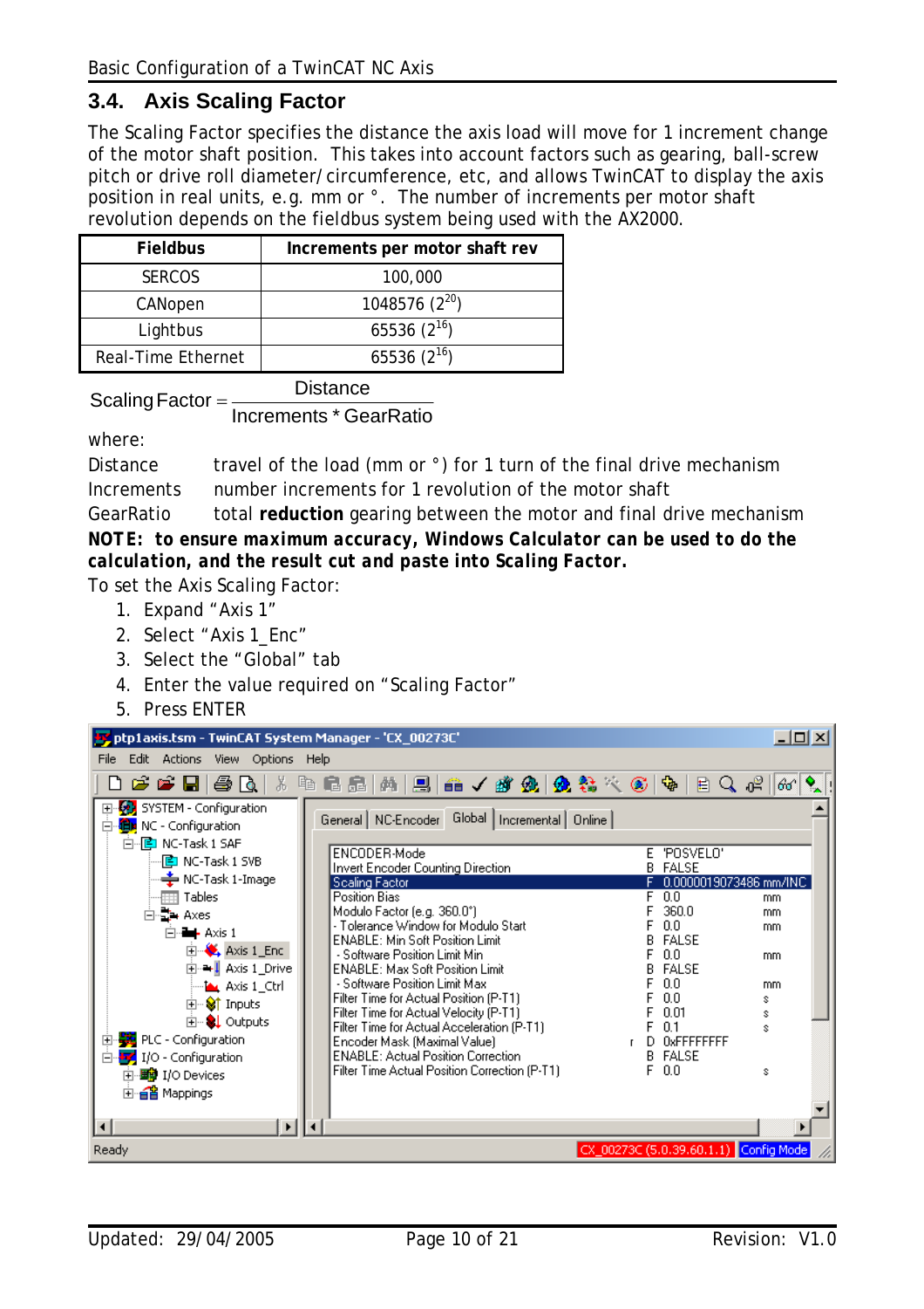## 3.4. Axis Scaling Factor

The Scaling Factor specifies the distance the axis load will move for 1 increment change of the motor shaft position. This takes into account factors such as gearing, ball-screw pitch or drive roll diameter/circumference, etc, and allows TwinCAT to display the axis position in real units, e.g. mm or °. The number of increments per motor shaft revolution depends on the fieldbus system being used with the AX2000.

| Fieldbus | Increments per motor shaft rev |
|---|---|
| SERCOS | 100,000 |
| CANopen | 1048576 ($2^{20}$) |
| Lightbus | 65536 ($2^{16}$) |
| Real-Time Ethernet | 65536 ($2^{16}$) |

$$\text{Scaling Factor} = \frac{\text{Distance}}{\text{Increments} * \text{GearRatio}}$$

where:

Distance travel of the load (mm or °) for 1 turn of the final drive mechanism

Increments number increments for 1 revolution of the motor shaft

GearRatio total **reduction** gearing between the motor and final drive mechanism

**NOTE: to ensure maximum accuracy, Windows Calculator can be used to do the calculation, and the result cut and paste into Scaling Factor.**

To set the Axis Scaling Factor:

1. Expand “Axis 1”
2. Select “Axis 1_Enc”
3. Select the “Global” tab
4. Enter the value required on “Scaling Factor”
5. Press ENTER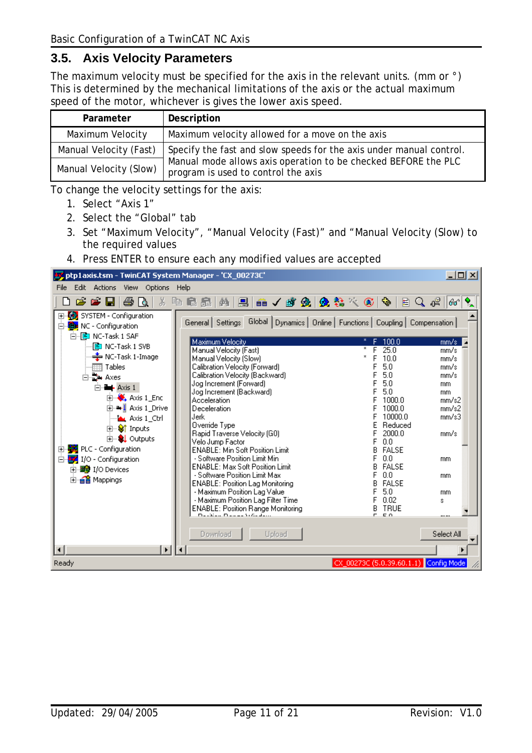## 3.5. Axis Velocity Parameters

The maximum velocity must be specified for the axis in the relevant units. (mm or °) This is determined by the mechanical limitations of the axis or the actual maximum speed of the motor, whichever is gives the lower axis speed.

| Parameter | Description |
|---|---|
| Maximum Velocity | Maximum velocity allowed for a move on the axis |
| Manual Velocity (Fast) | Specify the fast and slow speeds for the axis under manual control. Manual mode allows axis operation to be checked BEFORE the PLC program is used to control the axis |
| Manual Velocity (Slow) | |

To change the velocity settings for the axis:

1. Select "Axis 1"
2. Select the "Global" tab
3. Set "Maximum Velocity", "Manual Velocity (Fast)" and "Manual Velocity (Slow) to the required values
4. Press ENTER to ensure each any modified values are accepted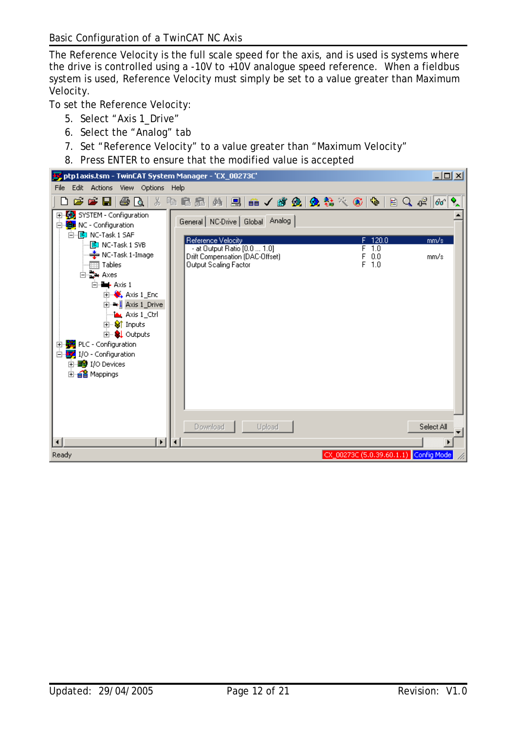The Reference Velocity is the full scale speed for the axis, and is used is systems where the drive is controlled using a -10V to +10V analogue speed reference. When a fieldbus system is used, Reference Velocity must simply be set to a value greater than Maximum Velocity.

To set the Reference Velocity:

5. Select “Axis 1_Drive”
6. Select the “Analog” tab
7. Set “Reference Velocity” to a value greater than “Maximum Velocity”
8. Press ENTER to ensure that the modified value is accepted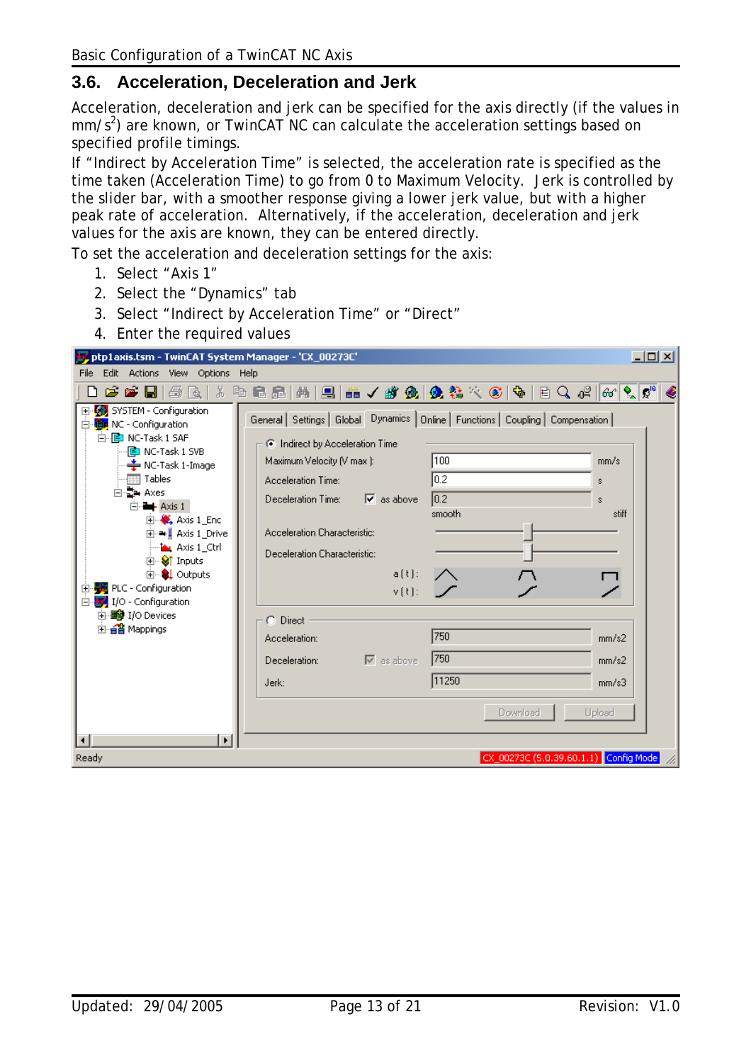## 3.6. Acceleration, Deceleration and Jerk

Acceleration, deceleration and jerk can be specified for the axis directly (if the values in mm/s$^2$) are known, or TwinCAT NC can calculate the acceleration settings based on specified profile timings.

If "Indirect by Acceleration Time" is selected, the acceleration rate is specified as the time taken (Acceleration Time) to go from 0 to Maximum Velocity. Jerk is controlled by the slider bar, with a smoother response giving a lower jerk value, but with a higher peak rate of acceleration. Alternatively, if the acceleration, deceleration and jerk values for the axis are known, they can be entered directly.

To set the acceleration and deceleration settings for the axis:

1. Select "Axis 1"
2. Select the "Dynamics" tab
3. Select "Indirect by Acceleration Time" or "Direct"
4. Enter the required values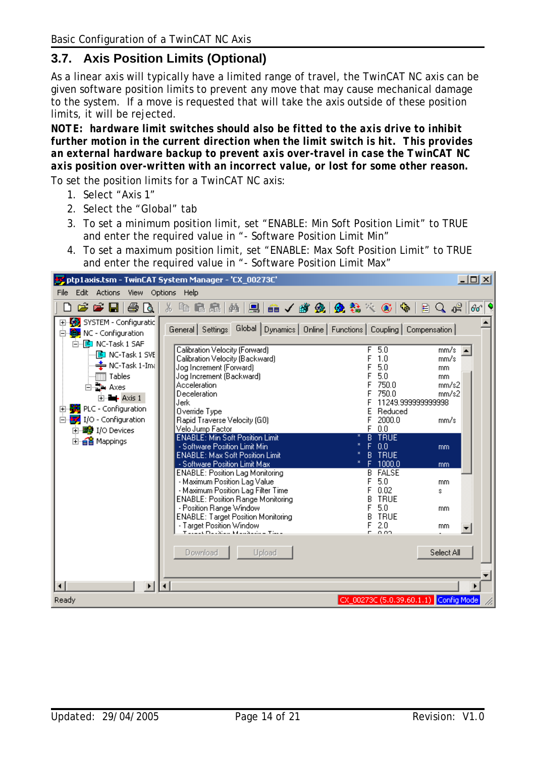## 3.7. Axis Position Limits (Optional)

As a linear axis will typically have a limited range of travel, the TwinCAT NC axis can be given software position limits to prevent any move that may cause mechanical damage to the system. If a move is requested that will take the axis outside of these position limits, it will be rejected.

**NOTE: hardware limit switches should also be fitted to the axis drive to inhibit further motion in the current direction when the limit switch is hit. This provides an external hardware backup to prevent axis over-travel in case the TwinCAT NC axis position over-written with an incorrect value, or lost for some other reason.**

To set the position limits for a TwinCAT NC axis:

1. Select "Axis 1"
2. Select the "Global" tab
3. To set a minimum position limit, set "ENABLE: Min Soft Position Limit" to TRUE and enter the required value in "- Software Position Limit Min"
4. To set a maximum position limit, set "ENABLE: Max Soft Position Limit" to TRUE and enter the required value in "- Software Position Limit Max"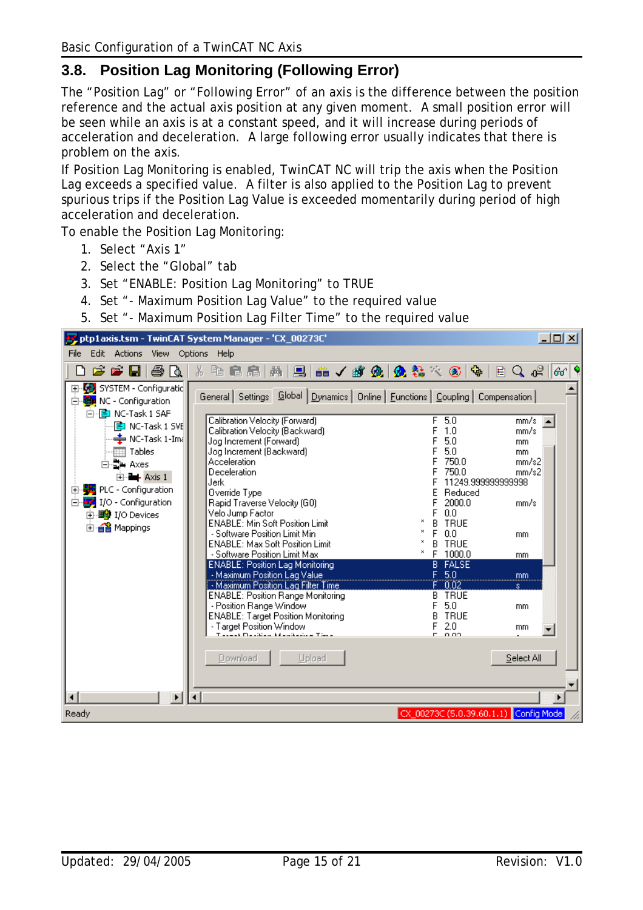## 3.8. Position Lag Monitoring (Following Error)

The "Position Lag" or "Following Error" of an axis is the difference between the position reference and the actual axis position at any given moment. A small position error will be seen while an axis is at a constant speed, and it will increase during periods of acceleration and deceleration. A large following error usually indicates that there is problem on the axis.

If Position Lag Monitoring is enabled, TwinCAT NC will trip the axis when the Position Lag exceeds a specified value. A filter is also applied to the Position Lag to prevent spurious trips if the Position Lag Value is exceeded momentarily during period of high acceleration and deceleration.

To enable the Position Lag Monitoring:

1. Select "Axis 1"
2. Select the "Global" tab
3. Set "ENABLE: Position Lag Monitoring" to TRUE
4. Set "- Maximum Position Lag Value" to the required value
5. Set "- Maximum Position Lag Filter Time" to the required value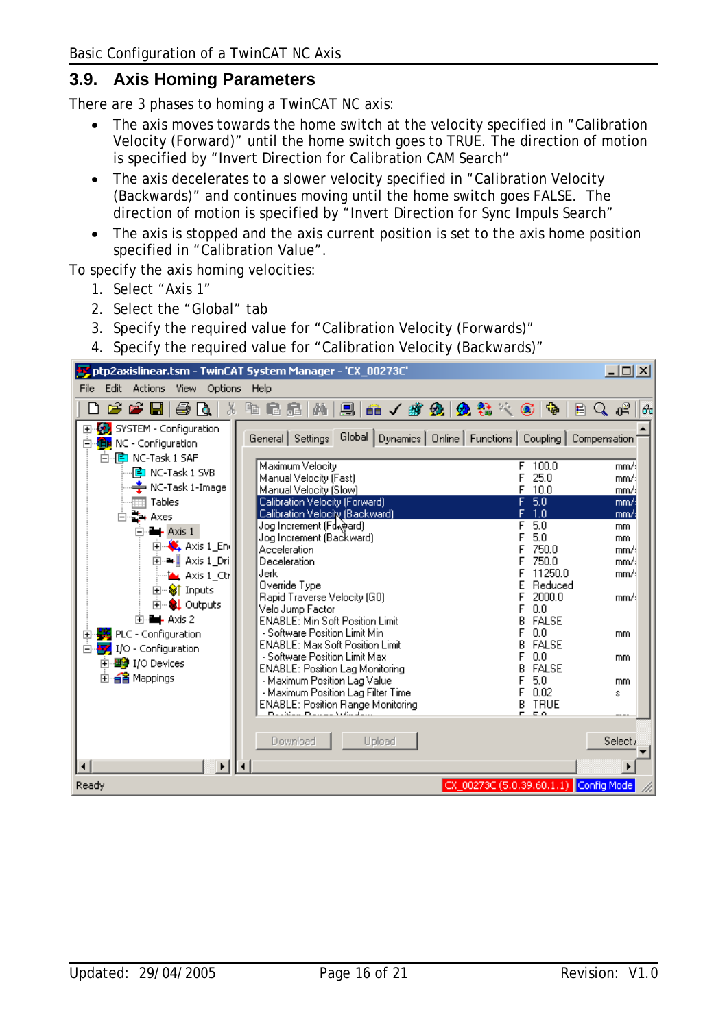## 3.9. Axis Homing Parameters

There are 3 phases to homing a TwinCAT NC axis:

- The axis moves towards the home switch at the velocity specified in "Calibration Velocity (Forward)" until the home switch goes to TRUE. The direction of motion is specified by "Invert Direction for Calibration CAM Search"
- The axis decelerates to a slower velocity specified in "Calibration Velocity (Backwards)" and continues moving until the home switch goes FALSE. The direction of motion is specified by "Invert Direction for Sync Impuls Search"
- The axis is stopped and the axis current position is set to the axis home position specified in "Calibration Value".

To specify the axis homing velocities:

1. Select "Axis 1"
2. Select the "Global" tab
3. Specify the required value for "Calibration Velocity (Forwards)"
4. Specify the required value for "Calibration Velocity (Backwards)"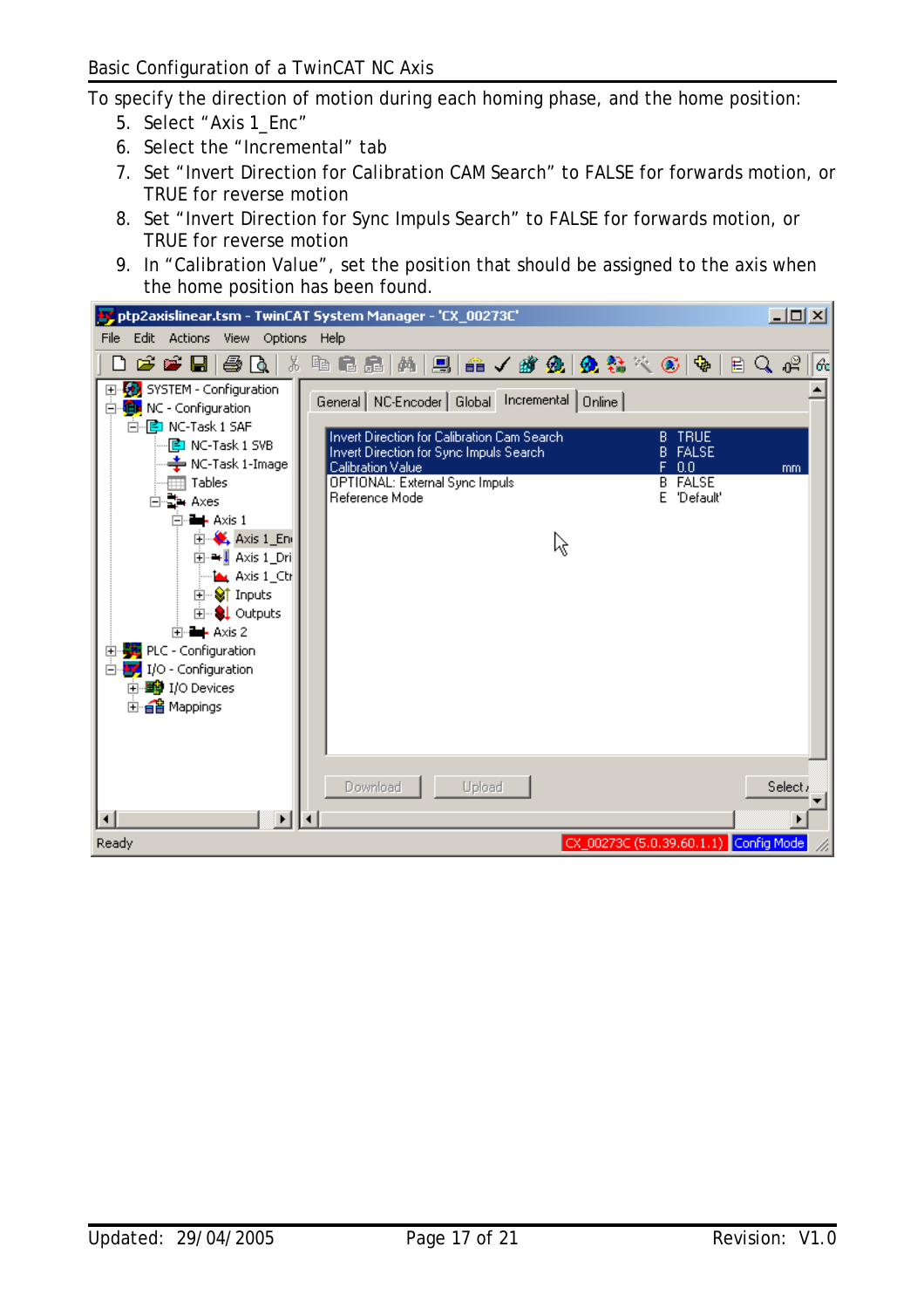To specify the direction of motion during each homing phase, and the home position:

5. Select “Axis 1_Enc”
6. Select the “Incremental” tab
7. Set “Invert Direction for Calibration CAM Search” to FALSE for forwards motion, or TRUE for reverse motion
8. Set “Invert Direction for Sync Impuls Search” to FALSE for forwards motion, or TRUE for reverse motion
9. In “Calibration Value”, set the position that should be assigned to the axis when the home position has been found.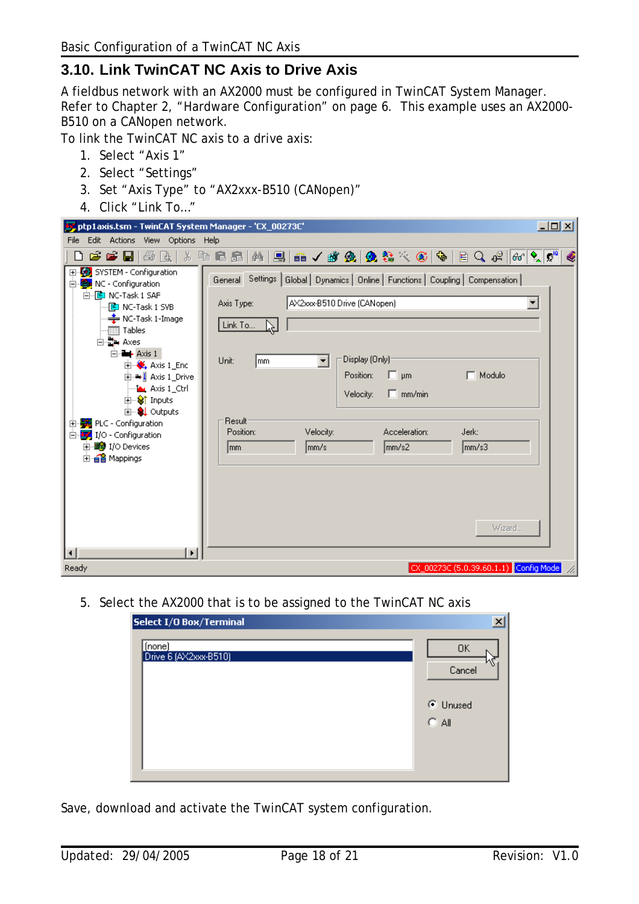## 3.10. Link TwinCAT NC Axis to Drive Axis

A fieldbus network with an AX2000 must be configured in TwinCAT System Manager. Refer to Chapter 2, "Hardware Configuration" on page 6. This example uses an AX2000-B510 on a CANopen network.

To link the TwinCAT NC axis to a drive axis:

1. Select "Axis 1"
2. Select "Settings"
3. Set "Axis Type" to "AX2xxx-B510 (CANopen)"
4. Click "Link To…"
5. Select the AX2000 that is to be assigned to the TwinCAT NC axis

Save, download and activate the TwinCAT system configuration.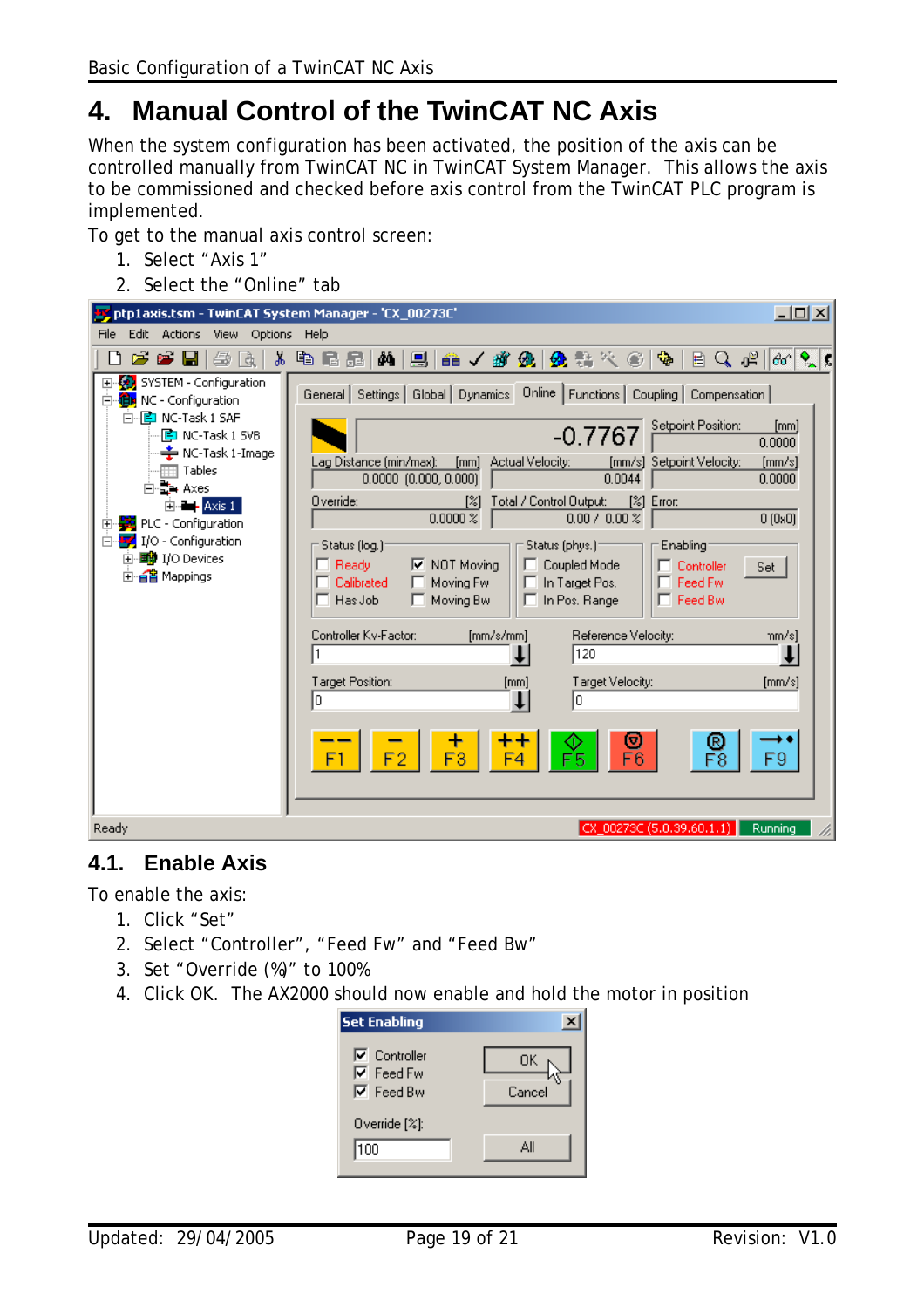# 4. Manual Control of the TwinCAT NC Axis

When the system configuration has been activated, the position of the axis can be controlled manually from TwinCAT NC in TwinCAT System Manager. This allows the axis to be commissioned and checked before axis control from the TwinCAT PLC program is implemented.

To get to the manual axis control screen:

1. Select "Axis 1"
2. Select the "Online" tab

## 4.1. Enable Axis

To enable the axis:

1. Click "Set"
2. Select "Controller", "Feed Fw" and "Feed Bw"
3. Set "Override (%)" to 100%
4. Click OK. The AX2000 should now enable and hold the motor in position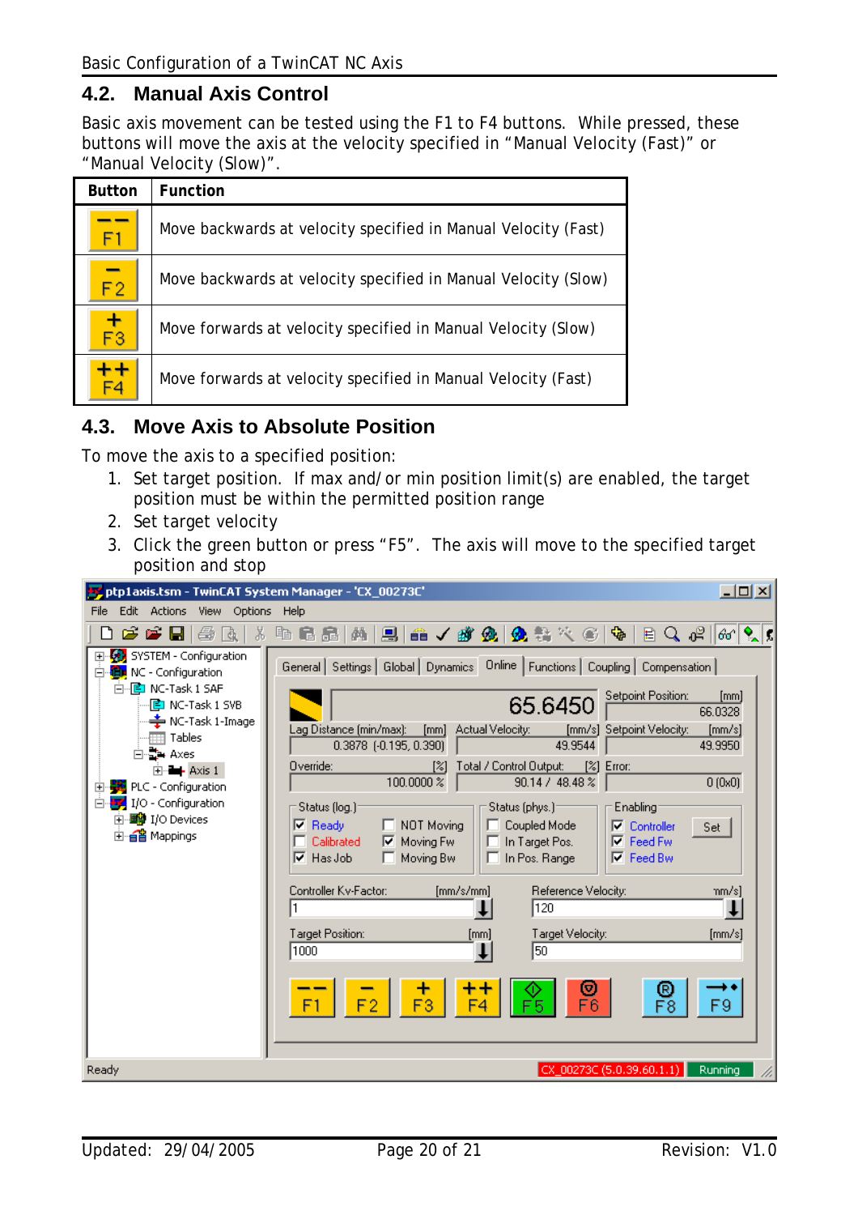## 4.2. Manual Axis Control

Basic axis movement can be tested using the F1 to F4 buttons. While pressed, these buttons will move the axis at the velocity specified in “Manual Velocity (Fast)” or “Manual Velocity (Slow)”.

| Button | Function |
|---|---|
| -- F1 | Move backwards at velocity specified in Manual Velocity (Fast) |
| - F2 | Move backwards at velocity specified in Manual Velocity (Slow) |
| + F3 | Move forwards at velocity specified in Manual Velocity (Slow) |
| ++ F4 | Move forwards at velocity specified in Manual Velocity (Fast) |

## 4.3. Move Axis to Absolute Position

To move the axis to a specified position:

1. Set target position. If max and/or min position limit(s) are enabled, the target position must be within the permitted position range
2. Set target velocity
3. Click the green button or press “F5”. The axis will move to the specified target position and stop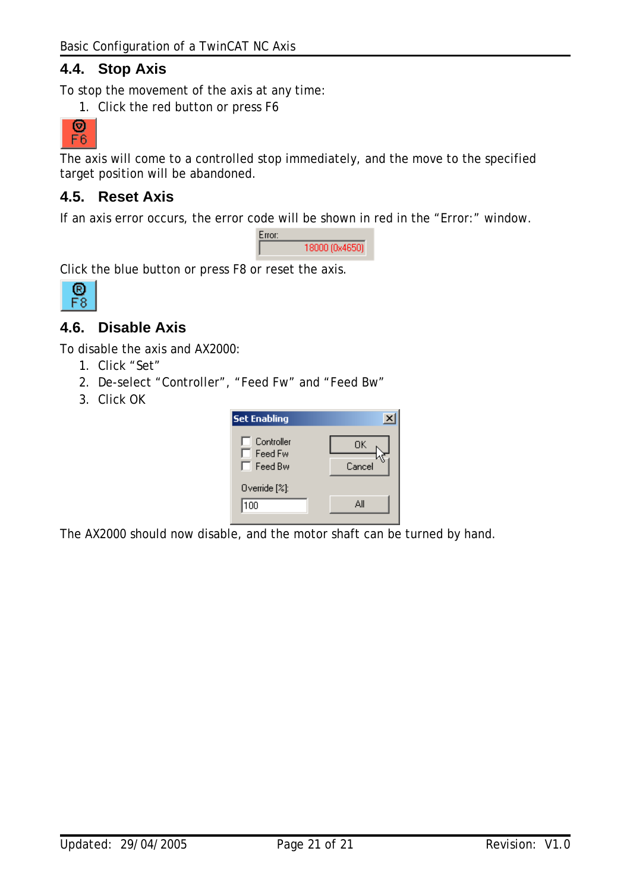## 4.4. Stop Axis

To stop the movement of the axis at any time:

1. Click the red button or press F6

F6

The axis will come to a controlled stop immediately, and the move to the specified target position will be abandoned.

## 4.5. Reset Axis

If an axis error occurs, the error code will be shown in red in the “Error:” window.

Error:
18000 (0x4650)

Click the blue button or press F8 or reset the axis.

F8

## 4.6. Disable Axis

To disable the axis and AX2000:

1. Click “Set”
2. De-select “Controller”, “Feed Fw” and “Feed Bw”
3. Click OK

Set Enabling
Controller
Feed Fw
Feed Bw
OK
Cancel
Override [%]:
100
All

The AX2000 should now disable, and the motor shaft can be turned by hand.